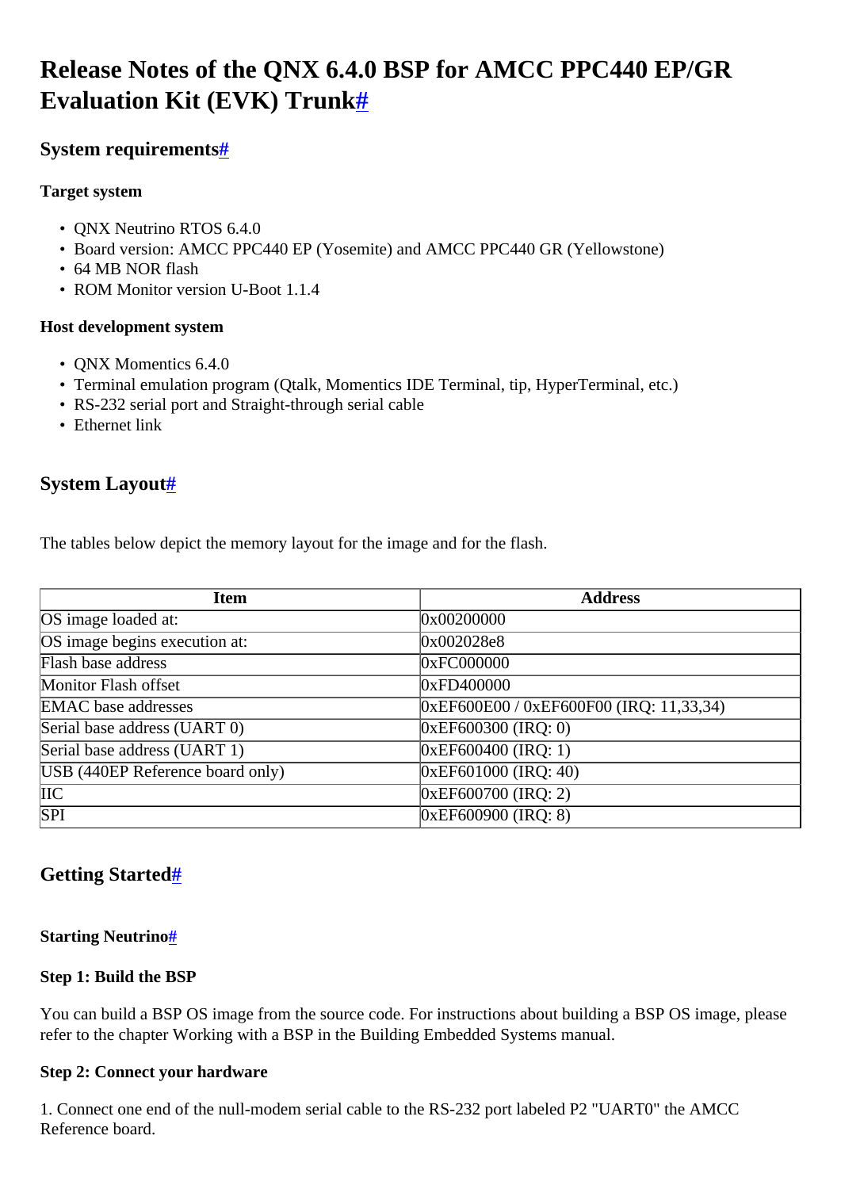# Release Notes of the QNX 6.4.0 BSP for AMCC PPC440 EP/GR Evaluation Kit (EVK) Trunk#

## System requirements#

**Target system**

- QNX Neutrino RTOS 6.4.0
- Board version: AMCC PPC440 EP (Yosemite) and AMCC PPC440 GR (Yellowstone)
- 64 MB NOR flash
- ROM Monitor version U-Boot 1.1.4

**Host development system**

- QNX Momentics 6.4.0
- Terminal emulation program (Qtalk, Momentics IDE Terminal, tip, HyperTerminal, etc.)
- RS-232 serial port and Straight-through serial cable
- Ethernet link

## System Layout#

The tables below depict the memory layout for the image and for the flash.

| Item | Address |
| --- | --- |
| OS image loaded at: | 0x00200000 |
| OS image begins execution at: | 0x002028e8 |
| Flash base address | 0xFC000000 |
| Monitor Flash offset | 0xFD400000 |
| EMAC base addresses | 0xEF600E00 / 0xEF600F00 (IRQ: 11,33,34) |
| Serial base address (UART 0) | 0xEF600300 (IRQ: 0) |
| Serial base address (UART 1) | 0xEF600400 (IRQ: 1) |
| USB (440EP Reference board only) | 0xEF601000 (IRQ: 40) |
| IIC | 0xEF600700 (IRQ: 2) |
| SPI | 0xEF600900 (IRQ: 8) |

## Getting Started#

### Starting Neutrino#

**Step 1: Build the BSP**

You can build a BSP OS image from the source code. For instructions about building a BSP OS image, please refer to the chapter Working with a BSP in the Building Embedded Systems manual.

**Step 2: Connect your hardware**

1. Connect one end of the null-modem serial cable to the RS-232 port labeled P2 "UART0" the AMCC Reference board.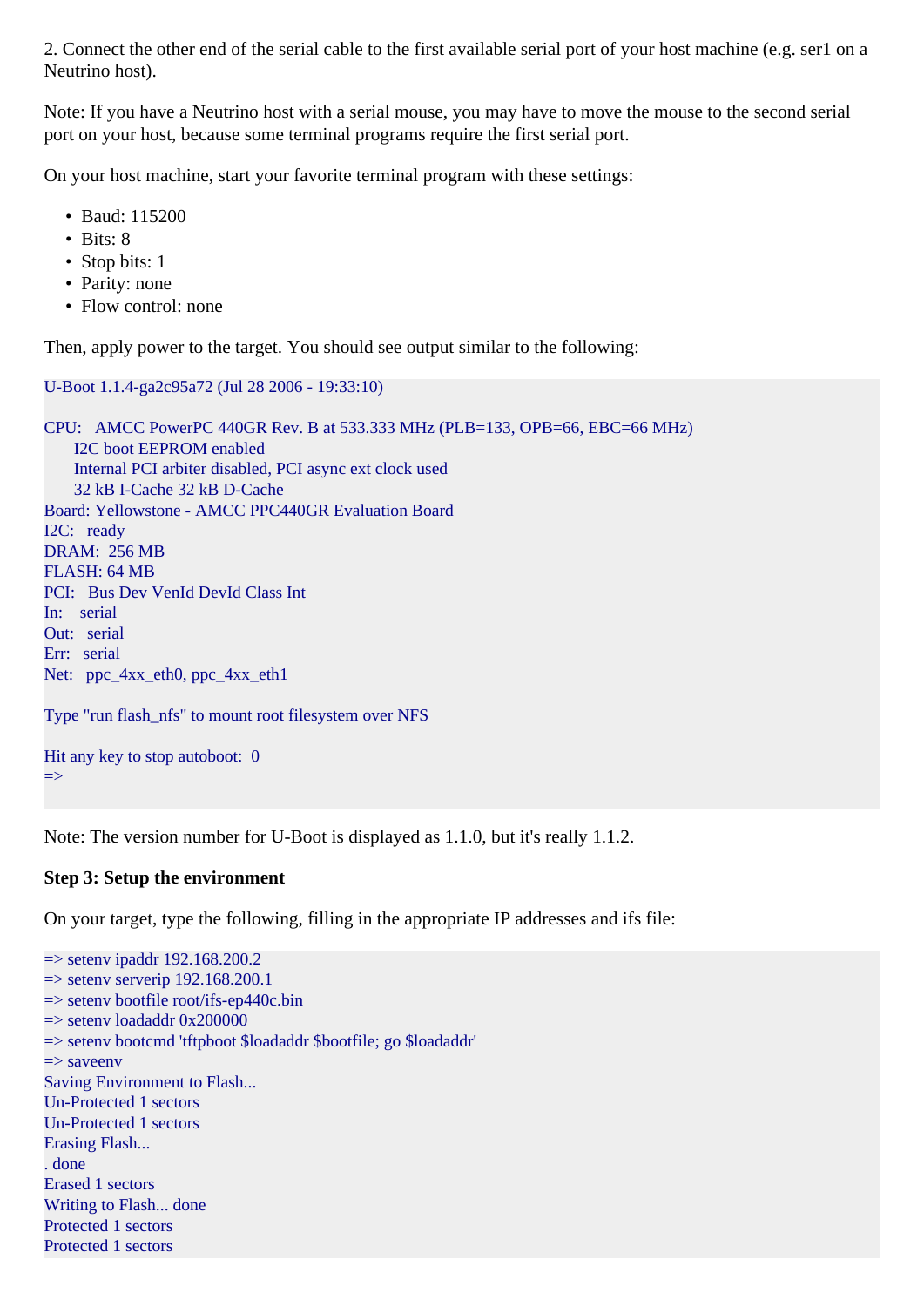2. Connect the other end of the serial cable to the first available serial port of your host machine (e.g. ser1 on a Neutrino host).

Note: If you have a Neutrino host with a serial mouse, you may have to move the mouse to the second serial port on your host, because some terminal programs require the first serial port.

On your host machine, start your favorite terminal program with these settings:

- Baud: 115200
- Bits: 8
- Stop bits: 1
- Parity: none
- Flow control: none

Then, apply power to the target. You should see output similar to the following:

```
U-Boot 1.1.4-ga2c95a72 (Jul 28 2006 - 19:33:10)

CPU:   AMCC PowerPC 440GR Rev. B at 533.333 MHz (PLB=133, OPB=66, EBC=66 MHz)
       I2C boot EEPROM enabled
       Internal PCI arbiter disabled, PCI async ext clock used
       32 kB I-Cache 32 kB D-Cache
Board: Yellowstone - AMCC PPC440GR Evaluation Board
I2C:   ready
DRAM:  256 MB
FLASH: 64 MB
PCI:   Bus Dev VenId DevId Class Int
In:    serial
Out:   serial
Err:   serial
Net:   ppc_4xx_eth0, ppc_4xx_eth1

Type "run flash_nfs" to mount root filesystem over NFS

Hit any key to stop autoboot:  0
=>
```

Note: The version number for U-Boot is displayed as 1.1.0, but it's really 1.1.2.

**Step 3: Setup the environment**

On your target, type the following, filling in the appropriate IP addresses and ifs file:

```
=> setenv ipaddr 192.168.200.2
=> setenv serverip 192.168.200.1
=> setenv bootfile root/ifs-ep440c.bin
=> setenv loadaddr 0x200000
=> setenv bootcmd 'tftpboot $loadaddr $bootfile; go $loadaddr'
=> saveenv
Saving Environment to Flash...
Un-Protected 1 sectors
Un-Protected 1 sectors
Erasing Flash...
. done
Erased 1 sectors
Writing to Flash... done
Protected 1 sectors
Protected 1 sectors
```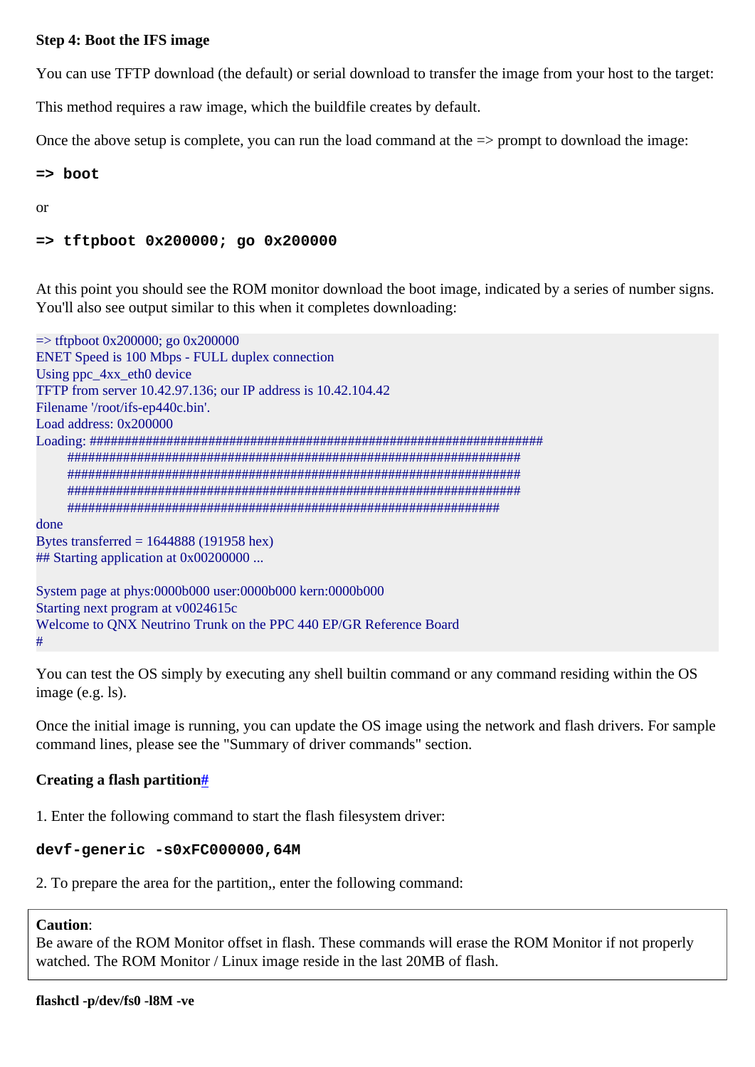### Step 4: Boot the IFS image

You can use TFTP download (the default) or serial download to transfer the image from your host to the target:

This method requires a raw image, which the buildfile creates by default.

Once the above setup is complete, you can run the load command at the => prompt to download the image:

```
=> boot
```

or

```
=> tftpboot 0x200000; go 0x200000
```

At this point you should see the ROM monitor download the boot image, indicated by a series of number signs. You'll also see output similar to this when it completes downloading:

```
=> tftpboot 0x200000; go 0x200000
ENET Speed is 100 Mbps - FULL duplex connection
Using ppc_4xx_eth0 device
TFTP from server 10.42.97.136; our IP address is 10.42.104.42
Filename '/root/ifs-ep440c.bin'.
Load address: 0x200000
Loading: #################################################################
         #################################################################
         #################################################################
         #################################################################
         ##############################################################
done
Bytes transferred = 1644888 (191958 hex)
## Starting application at 0x00200000 ...

System page at phys:0000b000 user:0000b000 kern:0000b000
Starting next program at v0024615c
Welcome to QNX Neutrino Trunk on the PPC 440 EP/GR Reference Board
#
```

You can test the OS simply by executing any shell builtin command or any command residing within the OS image (e.g. ls).

Once the initial image is running, you can update the OS image using the network and flash drivers. For sample command lines, please see the "Summary of driver commands" section.

### Creating a flash partition#

1. Enter the following command to start the flash filesystem driver:

```
devf-generic -s0xFC000000,64M
```

2. To prepare the area for the partition,, enter the following command:

> **Caution**:
> Be aware of the ROM Monitor offset in flash. These commands will erase the ROM Monitor if not properly watched. The ROM Monitor / Linux image reside in the last 20MB of flash.

**flashctl -p/dev/fs0 -l8M -ve**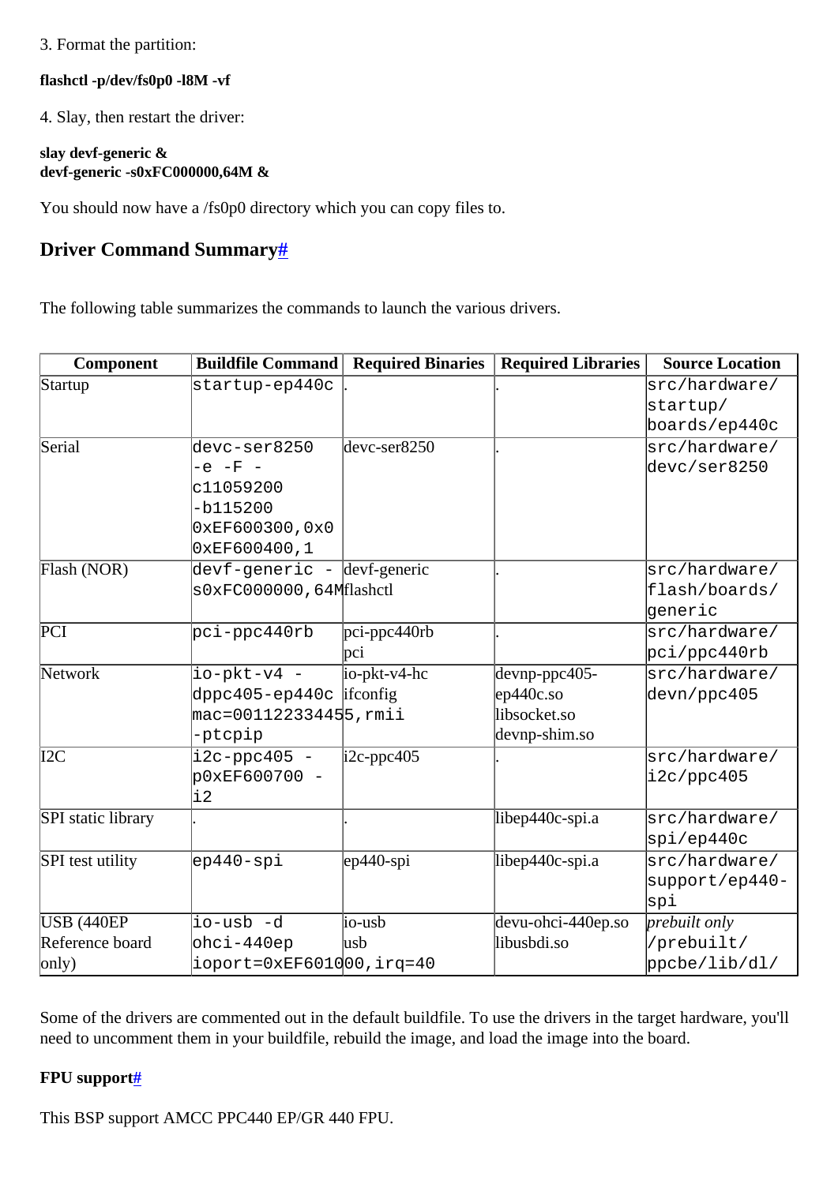3. Format the partition:

**flashctl -p/dev/fs0p0 -l8M -vf**

4. Slay, then restart the driver:

**slay devf-generic &**
**devf-generic -s0xFC000000,64M &**

You should now have a /fs0p0 directory which you can copy files to.

## Driver Command Summary#

The following table summarizes the commands to launch the various drivers.

| Component | Buildfile Command | Required Binaries | Required Libraries | Source Location |
|---|---|---|---|---|
| Startup | `startup-ep440c` | . | . | `src/hardware/startup/boards/ep440c` |
| Serial | `devc-ser8250 -e -F -c11059200 -b115200 0xEF600300,0x0 0xEF600400,1` | devc-ser8250 | . | `src/hardware/devc/ser8250` |
| Flash (NOR) | `devf-generic -s0xFC000000,64M` | devf-generic flashctl | . | `src/hardware/flash/boards/generic` |
| PCI | `pci-ppc440rb` | pci-ppc440rb pci | . | `src/hardware/pci/ppc440rb` |
| Network | `io-pkt-v4 -dppc405-ep440c mac=001122334455,rmii -ptcpip` | io-pkt-v4-hc ifconfig | devnp-ppc405-ep440c.so libsocket.so devnp-shim.so | `src/hardware/devn/ppc405` |
| I2C | `i2c-ppc405 -p0xEF600700 -i2` | i2c-ppc405 | . | `src/hardware/i2c/ppc405` |
| SPI static library | . | . | libep440c-spi.a | `src/hardware/spi/ep440c` |
| SPI test utility | `ep440-spi` | ep440-spi | libep440c-spi.a | `src/hardware/support/ep440-spi` |
| USB (440EP Reference board only) | `io-usb -dohci-440ep ioport=0xEF601000,irq=40` | io-usb usb | devu-ohci-440ep.so libusbdi.so | *prebuilt only* `/prebuilt/ppcbe/lib/dl/` |

Some of the drivers are commented out in the default buildfile. To use the drivers in the target hardware, you'll need to uncomment them in your buildfile, rebuild the image, and load the image into the board.

**FPU support#**

This BSP support AMCC PPC440 EP/GR 440 FPU.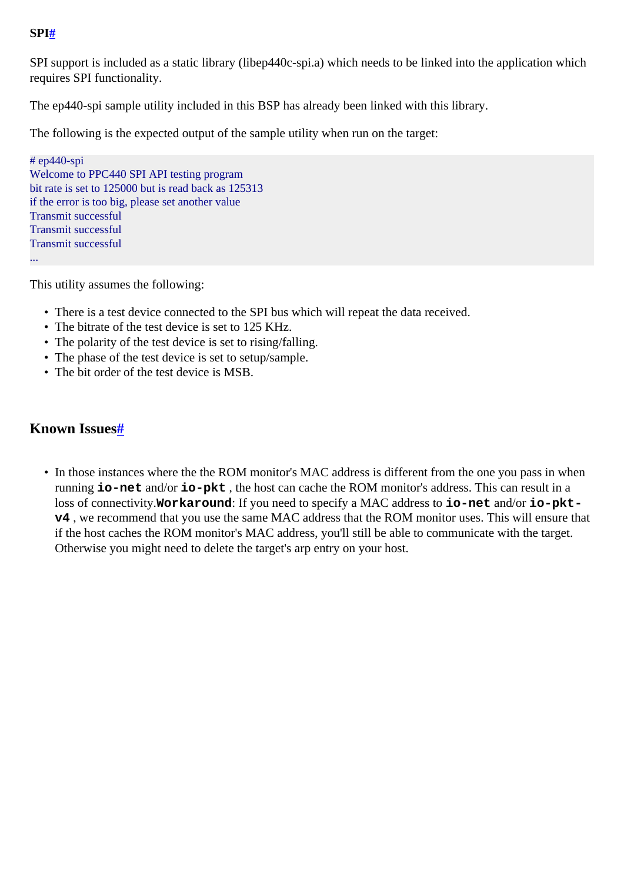**SPI#**

SPI support is included as a static library (libep440c-spi.a) which needs to be linked into the application which requires SPI functionality.

The ep440-spi sample utility included in this BSP has already been linked with this library.

The following is the expected output of the sample utility when run on the target:

```
# ep440-spi
Welcome to PPC440 SPI API testing program
bit rate is set to 125000 but is read back as 125313
if the error is too big, please set another value
Transmit successful
Transmit successful
Transmit successful
...
```

This utility assumes the following:

- There is a test device connected to the SPI bus which will repeat the data received.
- The bitrate of the test device is set to 125 KHz.
- The polarity of the test device is set to rising/falling.
- The phase of the test device is set to setup/sample.
- The bit order of the test device is MSB.

## Known Issues#

- In those instances where the the ROM monitor's MAC address is different from the one you pass in when running **`io-net`** and/or **`io-pkt`** , the host can cache the ROM monitor's address. This can result in a loss of connectivity.**`Workaround`**: If you need to specify a MAC address to **`io-net`** and/or **`io-pkt-v4`** , we recommend that you use the same MAC address that the ROM monitor uses. This will ensure that if the host caches the ROM monitor's MAC address, you'll still be able to communicate with the target. Otherwise you might need to delete the target's arp entry on your host.